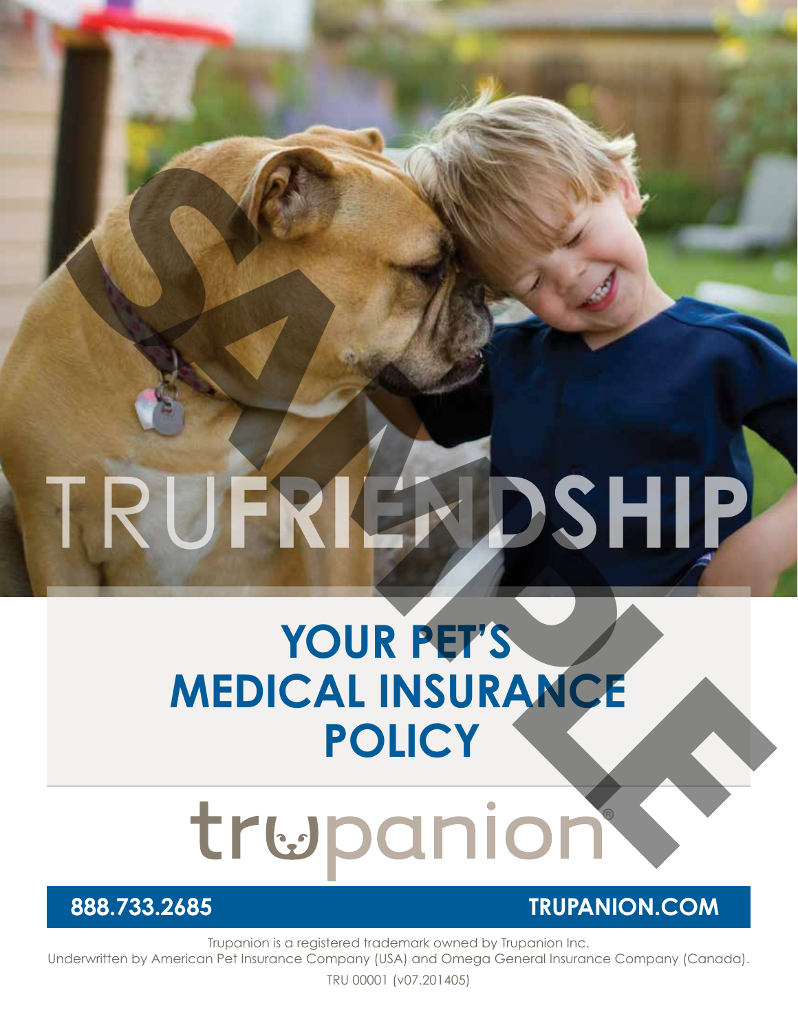TRUFRIENDSHIP

# YOUR PET'S MEDICAL INSURANCE POLICY

trupanion®

**888.733.2685** **TRUPANION.COM**

Trupanion is a registered trademark owned by Trupanion Inc.
Underwritten by American Pet Insurance Company (USA) and Omega General Insurance Company (Canada).

TRU 00001 (v07.201405)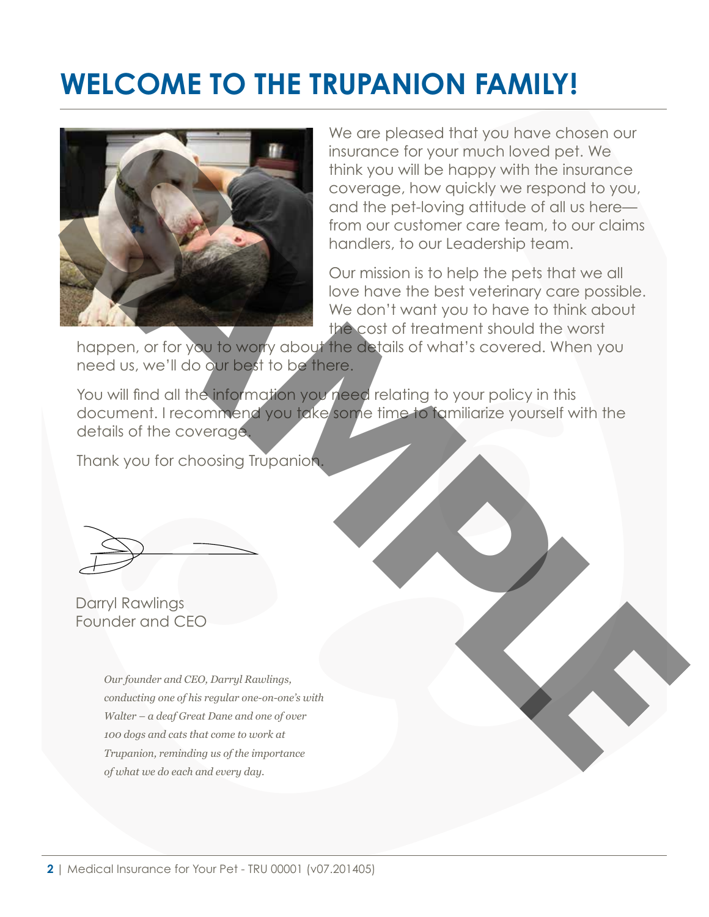# WELCOME TO THE TRUPANION FAMILY!

We are pleased that you have chosen our insurance for your much loved pet. We think you will be happy with the insurance coverage, how quickly we respond to you, and the pet-loving attitude of all us here—from our customer care team, to our claims handlers, to our Leadership team.

Our mission is to help the pets that we all love have the best veterinary care possible. We don't want you to have to think about the cost of treatment should the worst happen, or for you to worry about the details of what's covered. When you need us, we'll do our best to be there.

You will find all the information you need relating to your policy in this document. I recommend you take some time to familiarize yourself with the details of the coverage.

Thank you for choosing Trupanion.

Darryl Rawlings
Founder and CEO

*Our founder and CEO, Darryl Rawlings, conducting one of his regular one-on-one's with Walter – a deaf Great Dane and one of over 100 dogs and cats that come to work at Trupanion, reminding us of the importance of what we do each and every day.*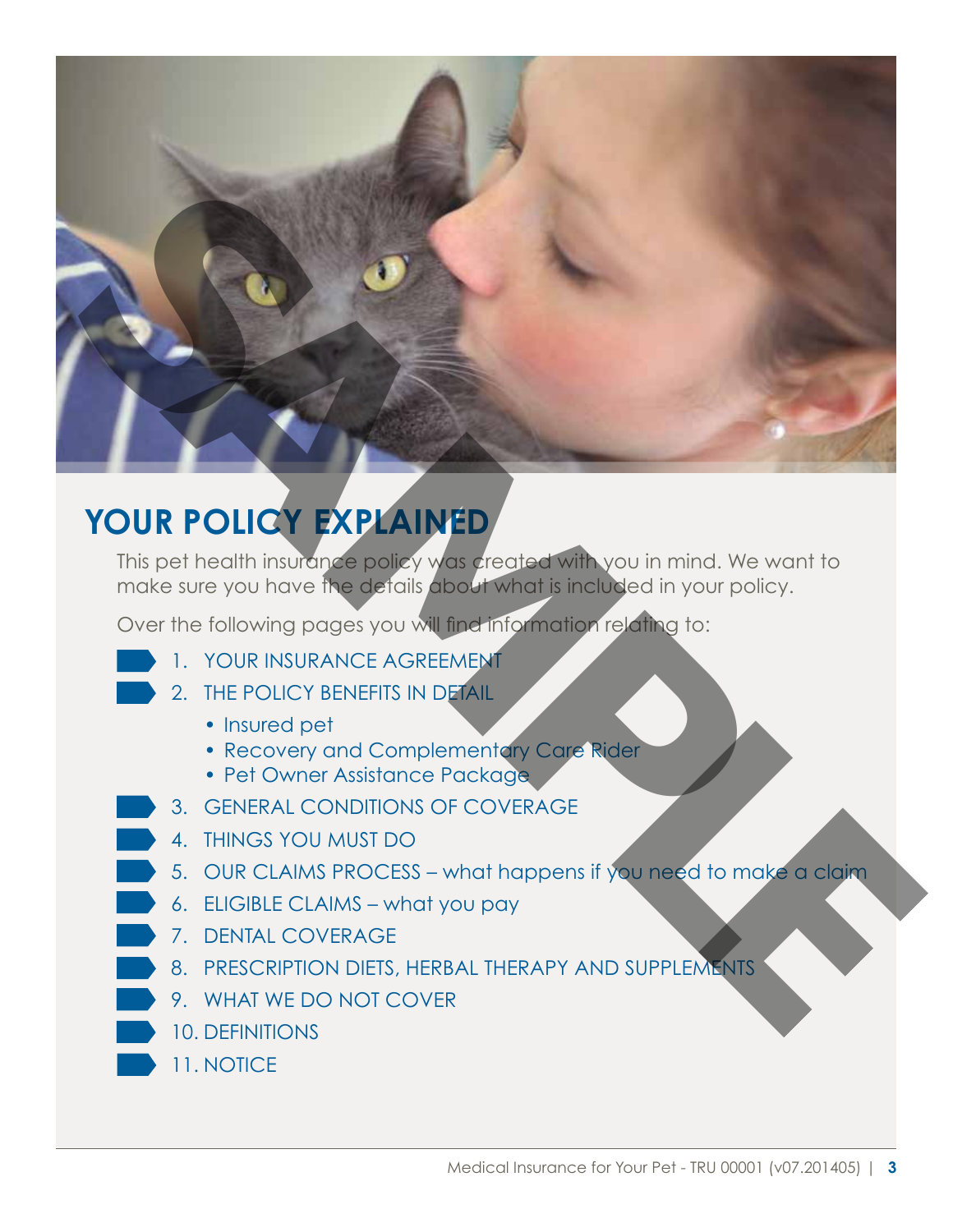# YOUR POLICY EXPLAINED

This pet health insurance policy was created with you in mind. We want to make sure you have the details about what is included in your policy.

Over the following pages you will find information relating to:

1. YOUR INSURANCE AGREEMENT
2. THE POLICY BENEFITS IN DETAIL
   - Insured pet
   - Recovery and Complementary Care Rider
   - Pet Owner Assistance Package
3. GENERAL CONDITIONS OF COVERAGE
4. THINGS YOU MUST DO
5. OUR CLAIMS PROCESS – what happens if you need to make a claim
6. ELIGIBLE CLAIMS – what you pay
7. DENTAL COVERAGE
8. PRESCRIPTION DIETS, HERBAL THERAPY AND SUPPLEMENTS
9. WHAT WE DO NOT COVER
10. DEFINITIONS
11. NOTICE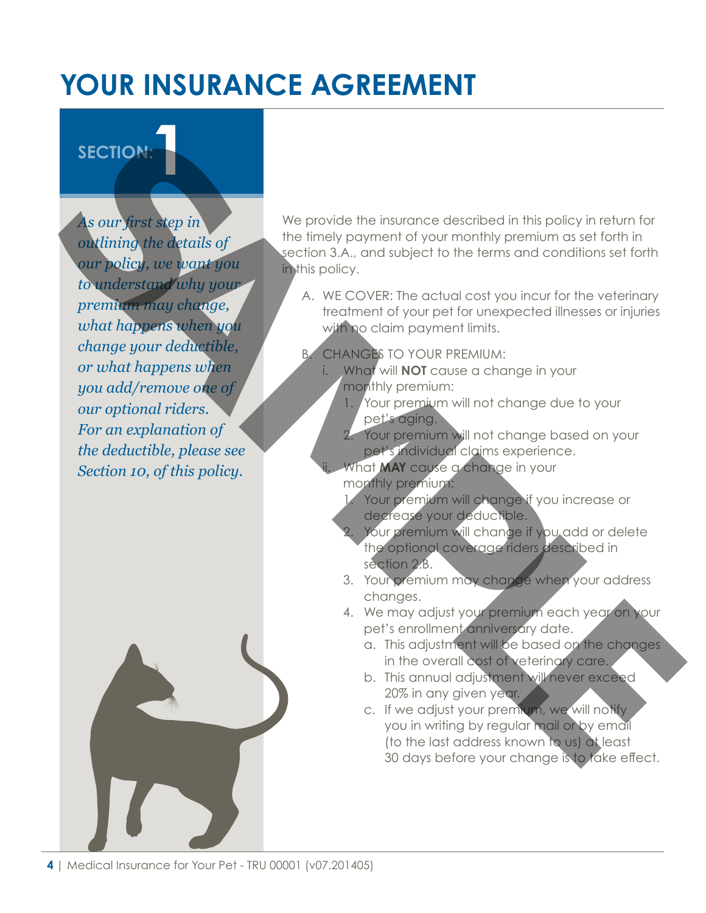# YOUR INSURANCE AGREEMENT

## SECTION: 1

*As our first step in outlining the details of our policy, we want you to understand why your premium may change, what happens when you change your deductible, or what happens when you add/remove one of our optional riders. For an explanation of the deductible, please see Section 10, of this policy.*

We provide the insurance described in this policy in return for the timely payment of your monthly premium as set forth in section 3.A., and subject to the terms and conditions set forth in this policy.

A. WE COVER: The actual cost you incur for the veterinary treatment of your pet for unexpected illnesses or injuries with no claim payment limits.

B. CHANGES TO YOUR PREMIUM:

  i. What will **NOT** cause a change in your monthly premium:

    1. Your premium will not change due to your pet's aging.
    2. Your premium will not change based on your pet's individual claims experience.

  ii. What **MAY** cause a change in your monthly premium:

    1. Your premium will change if you increase or decrease your deductible.
    2. Your premium will change if you add or delete the optional coverage riders described in section 2.B.
    3. Your premium may change when your address changes.
    4. We may adjust your premium each year on your pet's enrollment anniversary date.
       a. This adjustment will be based on the changes in the overall cost of veterinary care.
       b. This annual adjustment will never exceed 20% in any given year.
       c. If we adjust your premium, we will notify you in writing by regular mail or by email (to the last address known to us) at least 30 days before your change is to take effect.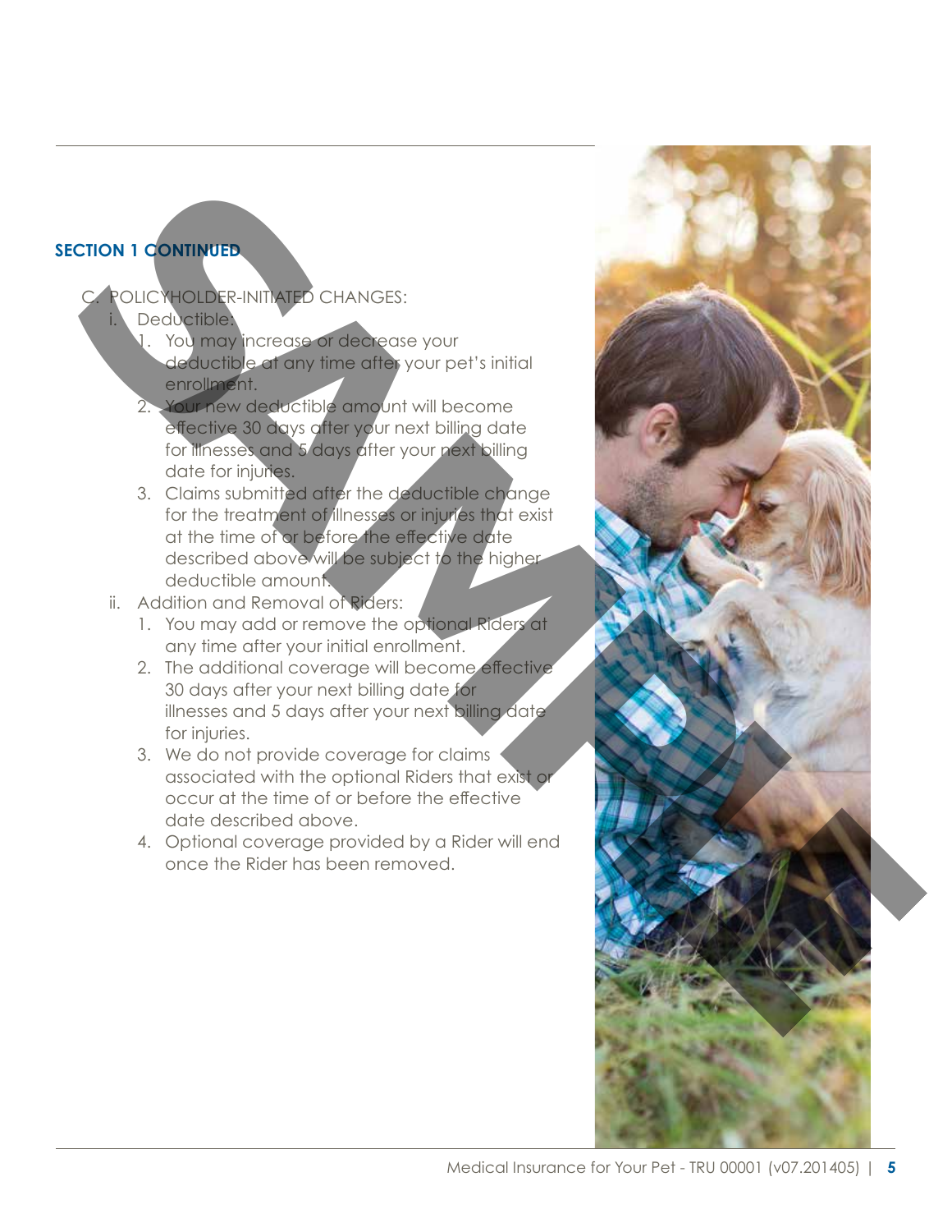**SECTION 1 CONTINUED**

C. POLICYHOLDER-INITIATED CHANGES:

i. Deductible:

1. You may increase or decrease your deductible at any time after your pet's initial enrollment.
2. Your new deductible amount will become effective 30 days after your next billing date for illnesses and 5 days after your next billing date for injuries.
3. Claims submitted after the deductible change for the treatment of illnesses or injuries that exist at the time of or before the effective date described above will be subject to the higher deductible amount.

ii. Addition and Removal of Riders:

1. You may add or remove the optional Riders at any time after your initial enrollment.
2. The additional coverage will become effective 30 days after your next billing date for illnesses and 5 days after your next billing date for injuries.
3. We do not provide coverage for claims associated with the optional Riders that exist or occur at the time of or before the effective date described above.
4. Optional coverage provided by a Rider will end once the Rider has been removed.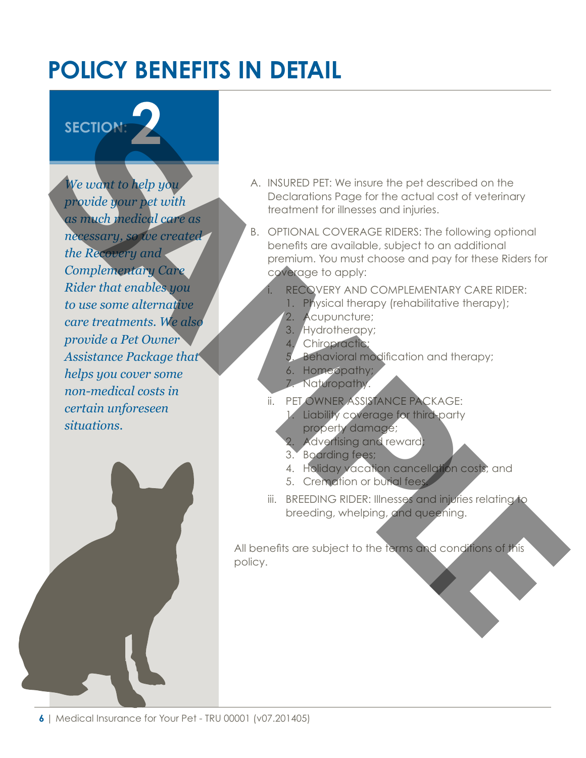# POLICY BENEFITS IN DETAIL

## SECTION: 2

*We want to help you provide your pet with as much medical care as necessary, so we created the Recovery and Complementary Care Rider that enables you to use some alternative care treatments. We also provide a Pet Owner Assistance Package that helps you cover some non-medical costs in certain unforeseen situations.*

A. INSURED PET: We insure the pet described on the Declarations Page for the actual cost of veterinary treatment for illnesses and injuries.

B. OPTIONAL COVERAGE RIDERS: The following optional benefits are available, subject to an additional premium. You must choose and pay for these Riders for coverage to apply:

   i. RECOVERY AND COMPLEMENTARY CARE RIDER:
      1. Physical therapy (rehabilitative therapy);
      2. Acupuncture;
      3. Hydrotherapy;
      4. Chiropractic;
      5. Behavioral modification and therapy;
      6. Homeopathy;
      7. Naturopathy.

   ii. PET OWNER ASSISTANCE PACKAGE:
      1. Liability coverage for third-party property damage;
      2. Advertising and reward;
      3. Boarding fees;
      4. Holiday vacation cancellation costs; and
      5. Cremation or burial fees.

   iii. BREEDING RIDER: Illnesses and injuries relating to breeding, whelping, and queening.

All benefits are subject to the terms and conditions of this policy.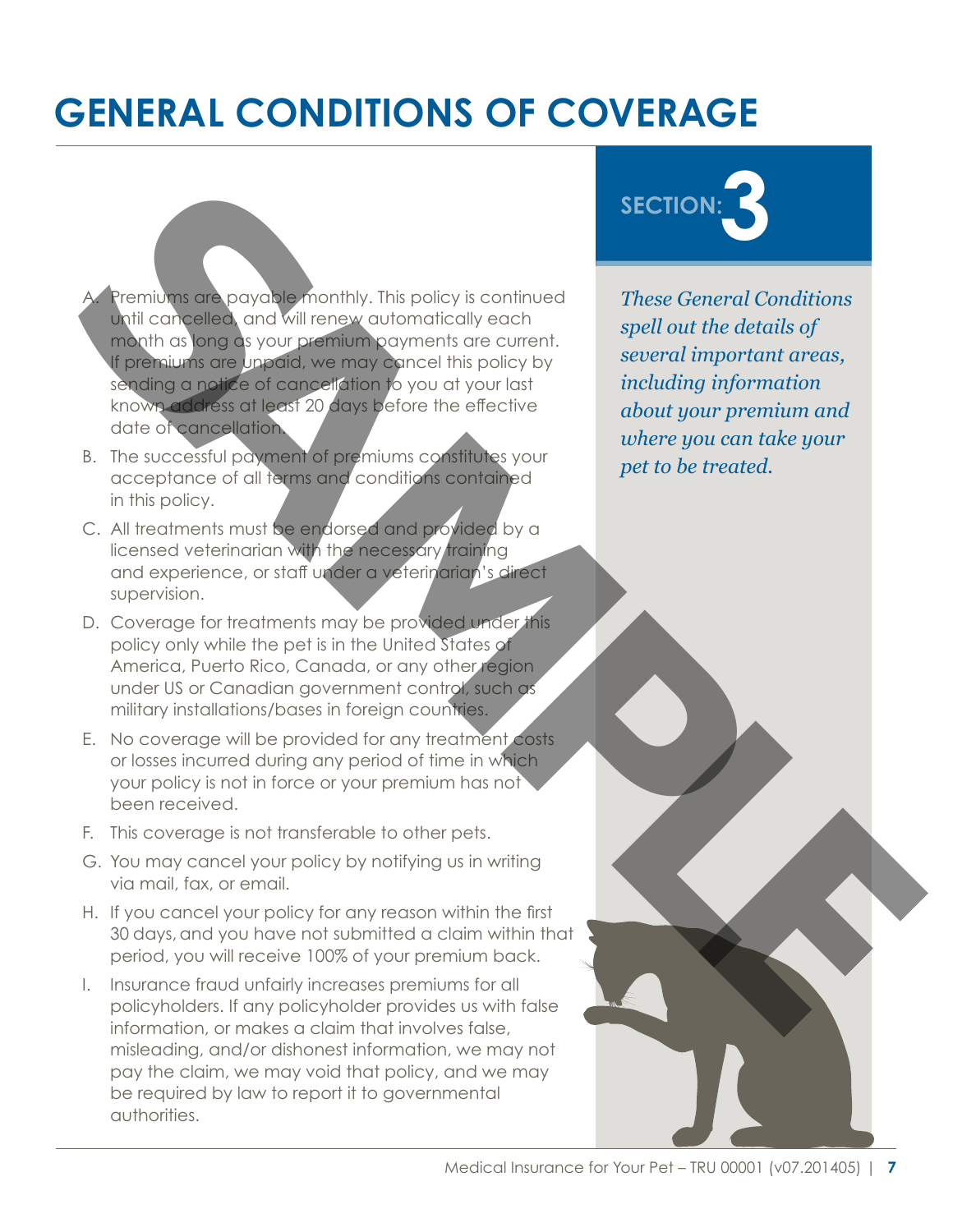# GENERAL CONDITIONS OF COVERAGE

SECTION: 3

*These General Conditions spell out the details of several important areas, including information about your premium and where you can take your pet to be treated.*

A. Premiums are payable monthly. This policy is continued until cancelled, and will renew automatically each month as long as your premium payments are current. If premiums are unpaid, we may cancel this policy by sending a notice of cancellation to you at your last known address at least 20 days before the effective date of cancellation.

B. The successful payment of premiums constitutes your acceptance of all terms and conditions contained in this policy.

C. All treatments must be endorsed and provided by a licensed veterinarian with the necessary training and experience, or staff under a veterinarian's direct supervision.

D. Coverage for treatments may be provided under this policy only while the pet is in the United States of America, Puerto Rico, Canada, or any other region under US or Canadian government control, such as military installations/bases in foreign countries.

E. No coverage will be provided for any treatment costs or losses incurred during any period of time in which your policy is not in force or your premium has not been received.

F. This coverage is not transferable to other pets.

G. You may cancel your policy by notifying us in writing via mail, fax, or email.

H. If you cancel your policy for any reason within the first 30 days, and you have not submitted a claim within that period, you will receive 100% of your premium back.

I. Insurance fraud unfairly increases premiums for all policyholders. If any policyholder provides us with false information, or makes a claim that involves false, misleading, and/or dishonest information, we may not pay the claim, we may void that policy, and we may be required by law to report it to governmental authorities.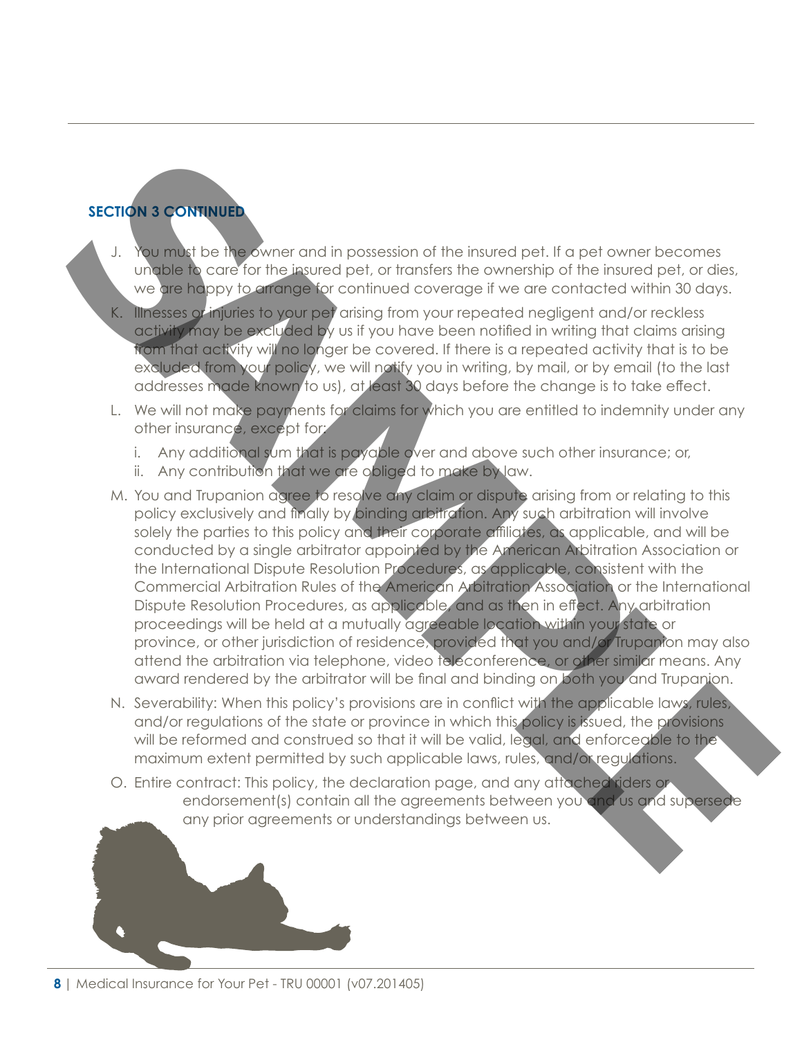**SECTION 3 CONTINUED**

J. You must be the owner and in possession of the insured pet. If a pet owner becomes unable to care for the insured pet, or transfers the ownership of the insured pet, or dies, we are happy to arrange for continued coverage if we are contacted within 30 days.

K. Illnesses or injuries to your pet arising from your repeated negligent and/or reckless activity may be excluded by us if you have been notified in writing that claims arising from that activity will no longer be covered. If there is a repeated activity that is to be excluded from your policy, we will notify you in writing, by mail, or by email (to the last addresses made known to us), at least 30 days before the change is to take effect.

L. We will not make payments for claims for which you are entitled to indemnity under any other insurance, except for:

   i. Any additional sum that is payable over and above such other insurance; or,
   ii. Any contribution that we are obliged to make by law.

M. You and Trupanion agree to resolve any claim or dispute arising from or relating to this policy exclusively and finally by binding arbitration. Any such arbitration will involve solely the parties to this policy and their corporate affiliates, as applicable, and will be conducted by a single arbitrator appointed by the American Arbitration Association or the International Dispute Resolution Procedures, as applicable, consistent with the Commercial Arbitration Rules of the American Arbitration Association or the International Dispute Resolution Procedures, as applicable, and as then in effect. Any arbitration proceedings will be held at a mutually agreeable location within your state or province, or other jurisdiction of residence, provided that you and/or Trupanion may also attend the arbitration via telephone, video teleconference, or other similar means. Any award rendered by the arbitrator will be final and binding on both you and Trupanion.

N. Severability: When this policy's provisions are in conflict with the applicable laws, rules, and/or regulations of the state or province in which this policy is issued, the provisions will be reformed and construed so that it will be valid, legal, and enforceable to the maximum extent permitted by such applicable laws, rules, and/or regulations.

O. Entire contract: This policy, the declaration page, and any attached riders or endorsement(s) contain all the agreements between you and us and supersede any prior agreements or understandings between us.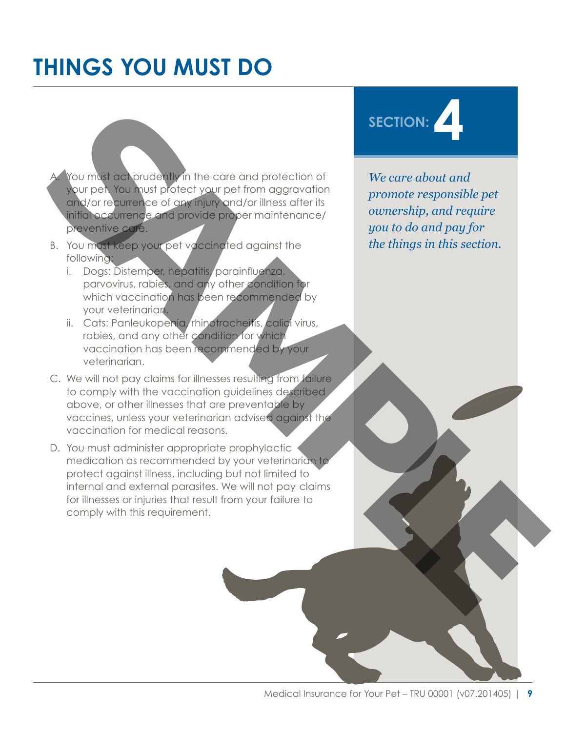# THINGS YOU MUST DO

## SECTION: 4

*We care about and promote responsible pet ownership, and require you to do and pay for the things in this section.*

A. You must act prudently in the care and protection of your pet. You must protect your pet from aggravation and/or recurrence of any injury and/or illness after its initial occurrence and provide proper maintenance/ preventive care.

B. You must keep your pet vaccinated against the following:
   i. Dogs: Distemper, hepatitis, parainfluenza, parvovirus, rabies, and any other condition for which vaccination has been recommended by your veterinarian.
   ii. Cats: Panleukopenia, rhinotracheitis, calici virus, rabies, and any other condition for which vaccination has been recommended by your veterinarian.

C. We will not pay claims for illnesses resulting from failure to comply with the vaccination guidelines described above, or other illnesses that are preventable by vaccines, unless your veterinarian advised against the vaccination for medical reasons.

D. You must administer appropriate prophylactic medication as recommended by your veterinarian to protect against illness, including but not limited to internal and external parasites. We will not pay claims for illnesses or injuries that result from your failure to comply with this requirement.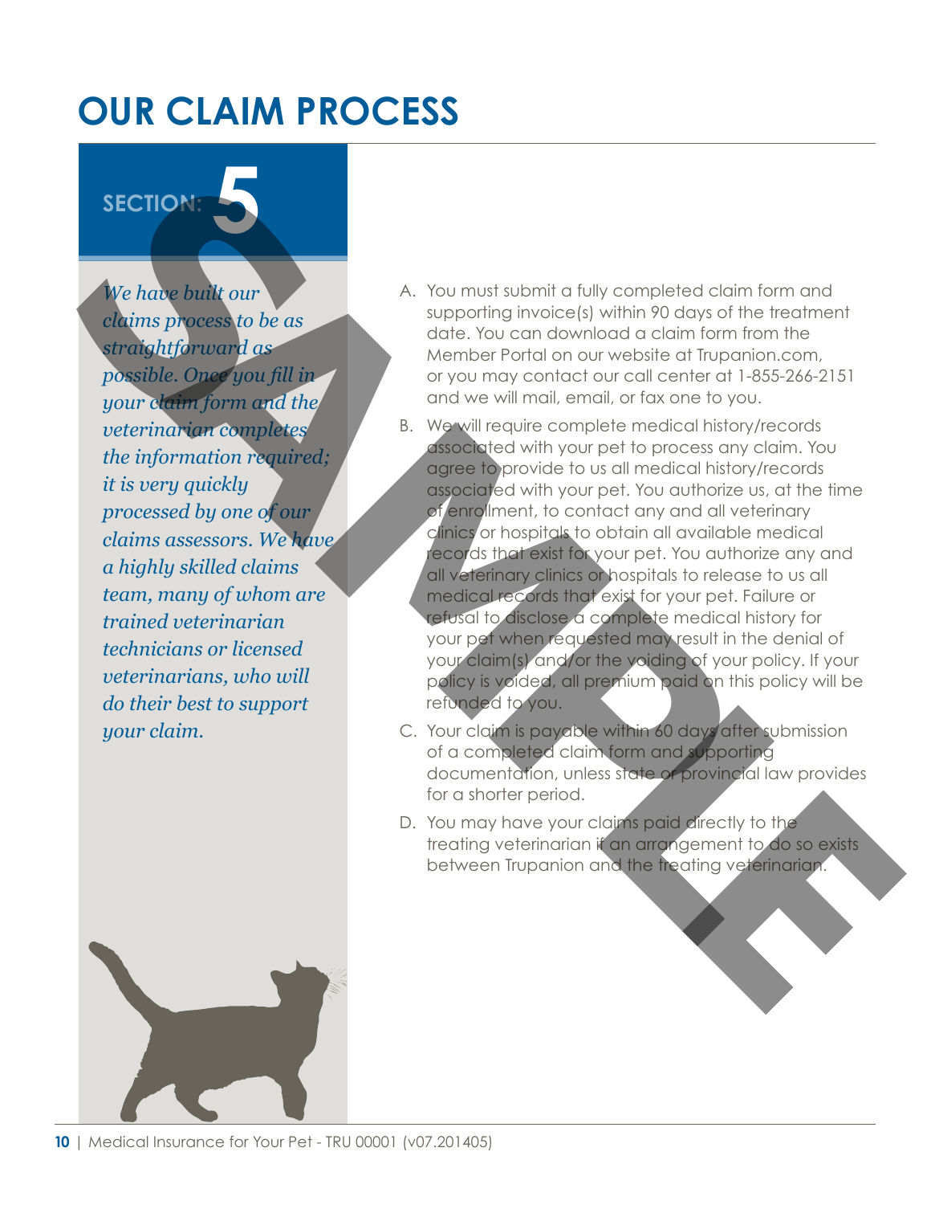# OUR CLAIM PROCESS

## SECTION: 5

*We have built our claims process to be as straightforward as possible. Once you fill in your claim form and the veterinarian completes the information required; it is very quickly processed by one of our claims assessors. We have a highly skilled claims team, many of whom are trained veterinarian technicians or licensed veterinarians, who will do their best to support your claim.*

A. You must submit a fully completed claim form and supporting invoice(s) within 90 days of the treatment date. You can download a claim form from the Member Portal on our website at Trupanion.com, or you may contact our call center at 1-855-266-2151 and we will mail, email, or fax one to you.

B. We will require complete medical history/records associated with your pet to process any claim. You agree to provide to us all medical history/records associated with your pet. You authorize us, at the time of enrollment, to contact any and all veterinary clinics or hospitals to obtain all available medical records that exist for your pet. You authorize any and all veterinary clinics or hospitals to release to us all medical records that exist for your pet. Failure or refusal to disclose a complete medical history for your pet when requested may result in the denial of your claim(s) and/or the voiding of your policy. If your policy is voided, all premium paid on this policy will be refunded to you.

C. Your claim is payable within 60 days after submission of a completed claim form and supporting documentation, unless state or provincial law provides for a shorter period.

D. You may have your claims paid directly to the treating veterinarian if an arrangement to do so exists between Trupanion and the treating veterinarian.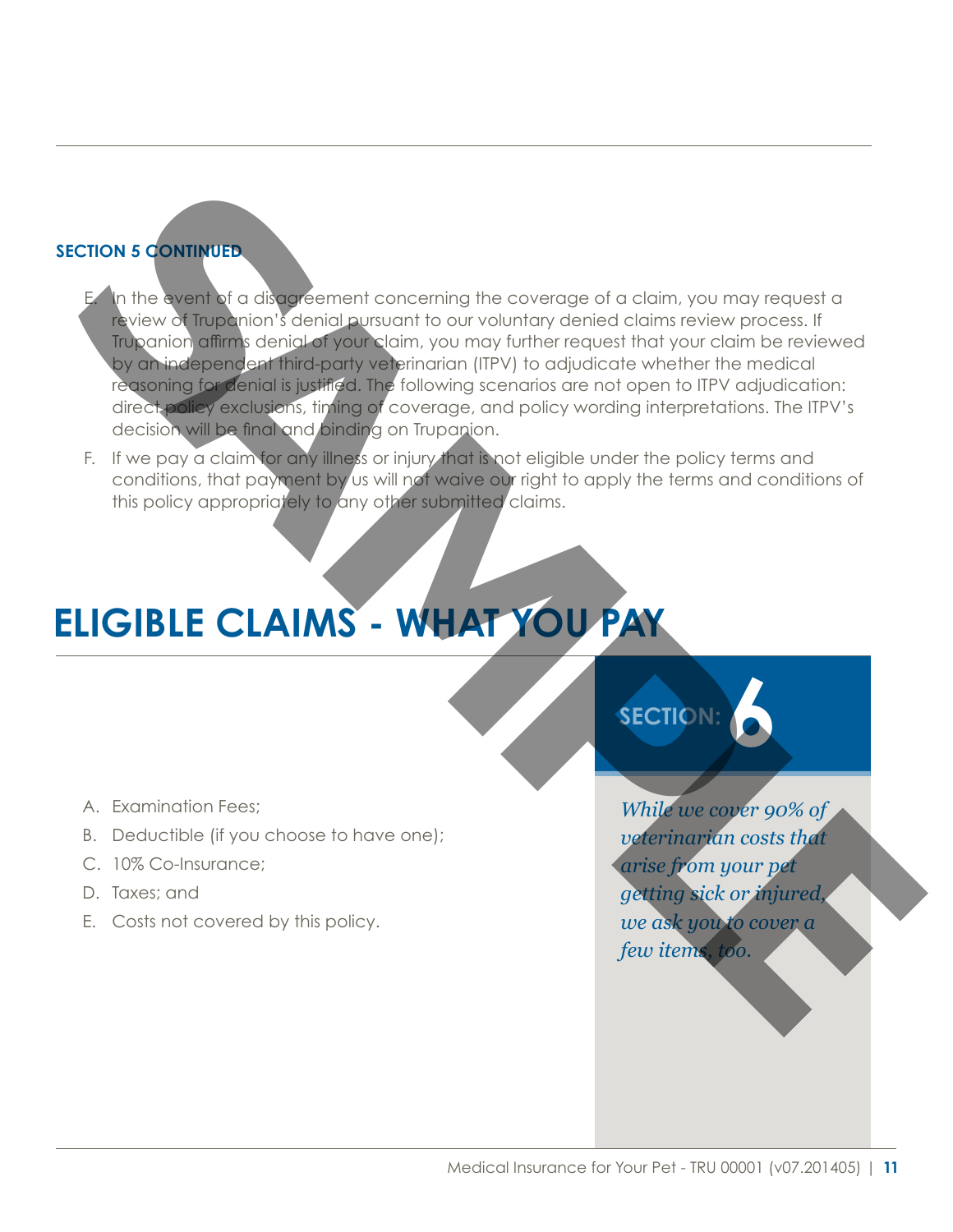**SECTION 5 CONTINUED**

E. In the event of a disagreement concerning the coverage of a claim, you may request a review of Trupanion's denial pursuant to our voluntary denied claims review process. If Trupanion affirms denial of your claim, you may further request that your claim be reviewed by an independent third-party veterinarian (ITPV) to adjudicate whether the medical reasoning for denial is justified. The following scenarios are not open to ITPV adjudication: direct policy exclusions, timing of coverage, and policy wording interpretations. The ITPV's decision will be final and binding on Trupanion.

F. If we pay a claim for any illness or injury that is not eligible under the policy terms and conditions, that payment by us will not waive our right to apply the terms and conditions of this policy appropriately to any other submitted claims.

# ELIGIBLE CLAIMS - WHAT YOU PAY

**SECTION: 6**

*While we cover 90% of veterinarian costs that arise from your pet getting sick or injured, we ask you to cover a few items, too.*

A. Examination Fees;
B. Deductible (if you choose to have one);
C. 10% Co-Insurance;
D. Taxes; and
E. Costs not covered by this policy.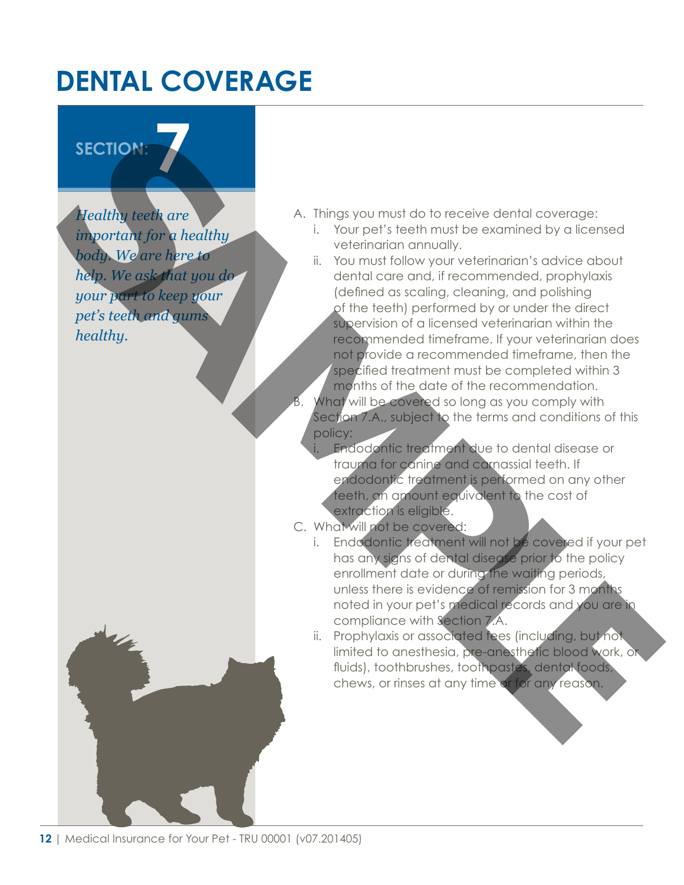# DENTAL COVERAGE

## SECTION: 7

*Healthy teeth are important for a healthy body. We are here to help. We ask that you do your part to keep your pet's teeth and gums healthy.*

A. Things you must do to receive dental coverage:
   i. Your pet's teeth must be examined by a licensed veterinarian annually.
   ii. You must follow your veterinarian's advice about dental care and, if recommended, prophylaxis (defined as scaling, cleaning, and polishing of the teeth) performed by or under the direct supervision of a licensed veterinarian within the recommended timeframe. If your veterinarian does not provide a recommended timeframe, then the specified treatment must be completed within 3 months of the date of the recommendation.

B. What will be covered so long as you comply with Section 7.A., subject to the terms and conditions of this policy:
   i. Endodontic treatment due to dental disease or trauma for canine and carnassial teeth. If endodontic treatment is performed on any other teeth, an amount equivalent to the cost of extraction is eligible.

C. What will not be covered:
   i. Endodontic treatment will not be covered if your pet has any signs of dental disease prior to the policy enrollment date or during the waiting periods, unless there is evidence of remission for 3 months noted in your pet's medical records and you are in compliance with Section 7.A.
   ii. Prophylaxis or associated fees (including, but not limited to anesthesia, pre-anesthetic blood work, or fluids), toothbrushes, toothpastes, dental foods, chews, or rinses at any time or for any reason.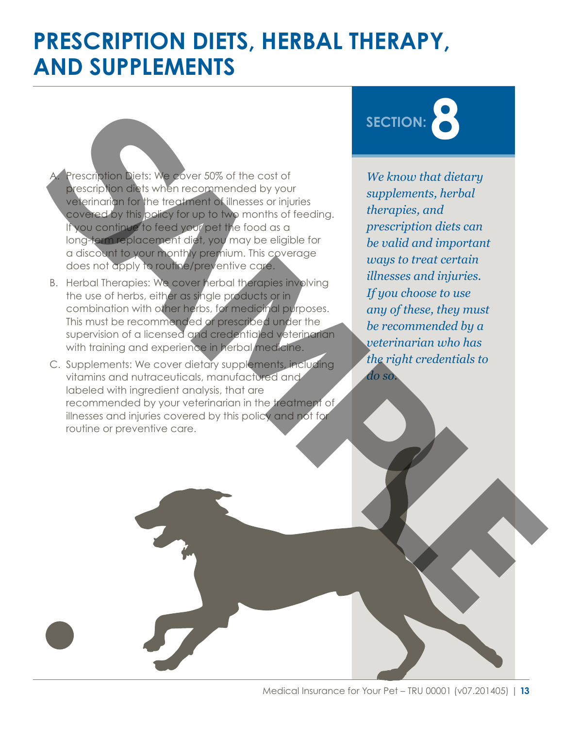# PRESCRIPTION DIETS, HERBAL THERAPY, AND SUPPLEMENTS

SECTION: **8**

*We know that dietary supplements, herbal therapies, and prescription diets can be valid and important ways to treat certain illnesses and injuries. If you choose to use any of these, they must be recommended by a veterinarian who has the right credentials to do so.*

A. Prescription Diets: We cover 50% of the cost of prescription diets when recommended by your veterinarian for the treatment of illnesses or injuries covered by this policy for up to two months of feeding. If you continue to feed your pet the food as a long-term replacement diet, you may be eligible for a discount to your monthly premium. This coverage does not apply to routine/preventive care.

B. Herbal Therapies: We cover herbal therapies involving the use of herbs, either as single products or in combination with other herbs, for medicinal purposes. This must be recommended or prescribed under the supervision of a licensed and credentialed veterinarian with training and experience in herbal medicine.

C. Supplements: We cover dietary supplements, including vitamins and nutraceuticals, manufactured and labeled with ingredient analysis, that are recommended by your veterinarian in the treatment of illnesses and injuries covered by this policy and not for routine or preventive care.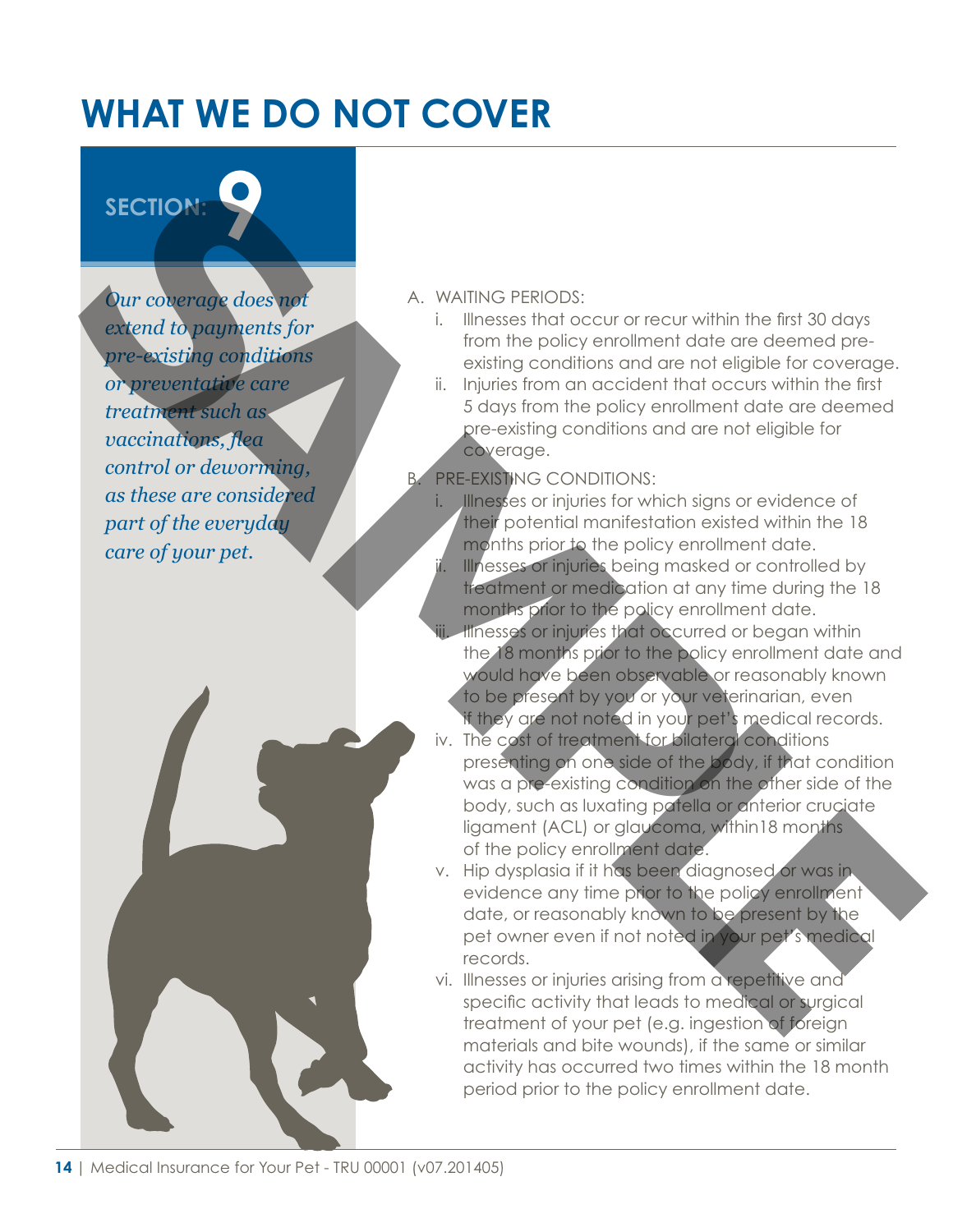# WHAT WE DO NOT COVER

## SECTION: 9

*Our coverage does not extend to payments for pre-existing conditions or preventative care treatment such as vaccinations, flea control or deworming, as these are considered part of the everyday care of your pet.*

A. WAITING PERIODS:
   i. Illnesses that occur or recur within the first 30 days from the policy enrollment date are deemed pre-existing conditions and are not eligible for coverage.
   ii. Injuries from an accident that occurs within the first 5 days from the policy enrollment date are deemed pre-existing conditions and are not eligible for coverage.

B. PRE-EXISTING CONDITIONS:
   i. Illnesses or injuries for which signs or evidence of their potential manifestation existed within the 18 months prior to the policy enrollment date.
   ii. Illnesses or injuries being masked or controlled by treatment or medication at any time during the 18 months prior to the policy enrollment date.
   iii. Illnesses or injuries that occurred or began within the 18 months prior to the policy enrollment date and would have been observable or reasonably known to be present by you or your veterinarian, even if they are not noted in your pet's medical records.
   iv. The cost of treatment for bilateral conditions presenting on one side of the body, if that condition was a pre-existing condition on the other side of the body, such as luxating patella or anterior cruciate ligament (ACL) or glaucoma, within18 months of the policy enrollment date.
   v. Hip dysplasia if it has been diagnosed or was in evidence any time prior to the policy enrollment date, or reasonably known to be present by the pet owner even if not noted in your pet's medical records.
   vi. Illnesses or injuries arising from a repetitive and specific activity that leads to medical or surgical treatment of your pet (e.g. ingestion of foreign materials and bite wounds), if the same or similar activity has occurred two times within the 18 month period prior to the policy enrollment date.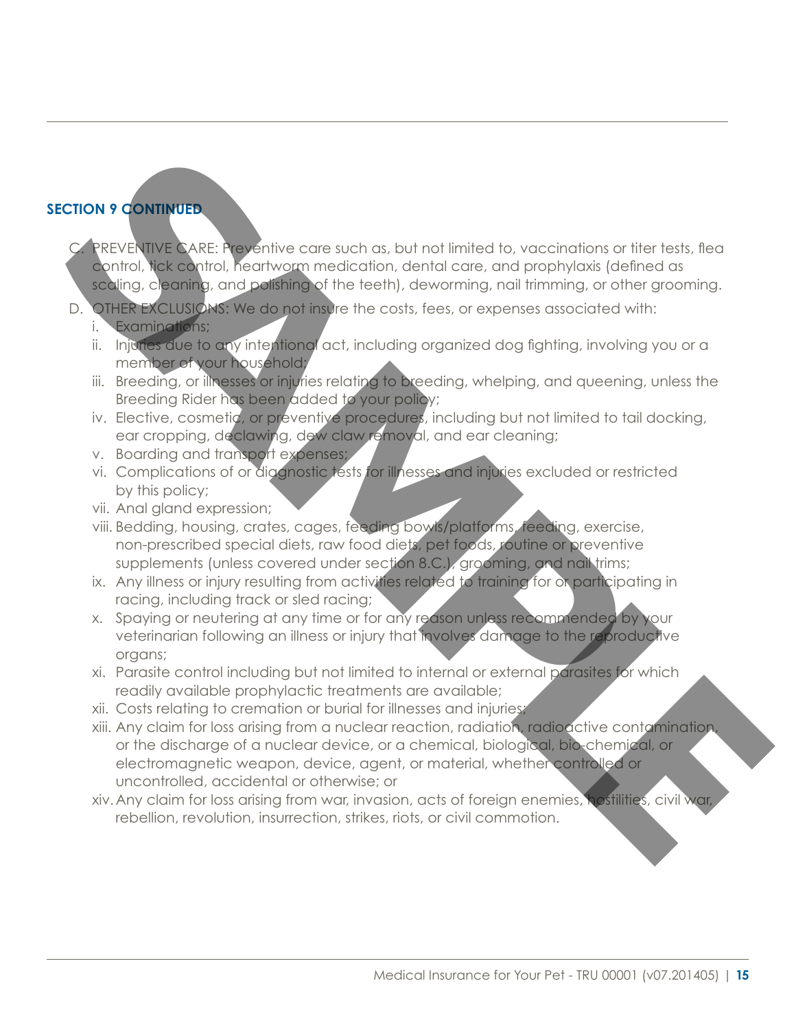### SECTION 9 CONTINUED

C. PREVENTIVE CARE: Preventive care such as, but not limited to, vaccinations or titer tests, flea control, tick control, heartworm medication, dental care, and prophylaxis (defined as scaling, cleaning, and polishing of the teeth), deworming, nail trimming, or other grooming.

D. OTHER EXCLUSIONS: We do not insure the costs, fees, or expenses associated with:

i. Examinations;
ii. Injuries due to any intentional act, including organized dog fighting, involving you or a member of your household;
iii. Breeding, or illnesses or injuries relating to breeding, whelping, and queening, unless the Breeding Rider has been added to your policy;
iv. Elective, cosmetic, or preventive procedures, including but not limited to tail docking, ear cropping, declawing, dew claw removal, and ear cleaning;
v. Boarding and transport expenses;
vi. Complications of or diagnostic tests for illnesses and injuries excluded or restricted by this policy;
vii. Anal gland expression;
viii. Bedding, housing, crates, cages, feeding bowls/platforms, feeding, exercise, non-prescribed special diets, raw food diets, pet foods, routine or preventive supplements (unless covered under section 8.C.), grooming, and nail trims;
ix. Any illness or injury resulting from activities related to training for or participating in racing, including track or sled racing;
x. Spaying or neutering at any time or for any reason unless recommended by your veterinarian following an illness or injury that involves damage to the reproductive organs;
xi. Parasite control including but not limited to internal or external parasites for which readily available prophylactic treatments are available;
xii. Costs relating to cremation or burial for illnesses and injuries;
xiii. Any claim for loss arising from a nuclear reaction, radiation, radioactive contamination, or the discharge of a nuclear device, or a chemical, biological, bio-chemical, or electromagnetic weapon, device, agent, or material, whether controlled or uncontrolled, accidental or otherwise; or
xiv. Any claim for loss arising from war, invasion, acts of foreign enemies, hostilities, civil war, rebellion, revolution, insurrection, strikes, riots, or civil commotion.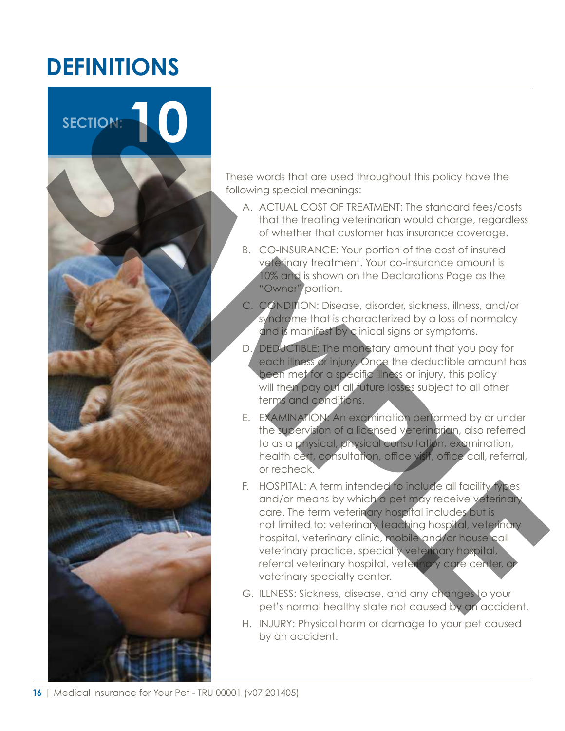# DEFINITIONS

## SECTION: 10

These words that are used throughout this policy have the following special meanings:

A. ACTUAL COST OF TREATMENT: The standard fees/costs that the treating veterinarian would charge, regardless of whether that customer has insurance coverage.

B. CO-INSURANCE: Your portion of the cost of insured veterinary treatment. Your co-insurance amount is 10% and is shown on the Declarations Page as the "Owner" portion.

C. CONDITION: Disease, disorder, sickness, illness, and/or syndrome that is characterized by a loss of normalcy and is manifest by clinical signs or symptoms.

D. DEDUCTIBLE: The monetary amount that you pay for each illness or injury. Once the deductible amount has been met for a specific illness or injury, this policy will then pay out all future losses subject to all other terms and conditions.

E. EXAMINATION: An examination performed by or under the supervision of a licensed veterinarian, also referred to as a physical, physical consultation, examination, health cert, consultation, office visit, office call, referral, or recheck.

F. HOSPITAL: A term intended to include all facility types and/or means by which a pet may receive veterinary care. The term veterinary hospital includes but is not limited to: veterinary teaching hospital, veterinary hospital, veterinary clinic, mobile and/or house call veterinary practice, specialty veterinary hospital, referral veterinary hospital, veterinary care center, or veterinary specialty center.

G. ILLNESS: Sickness, disease, and any changes to your pet's normal healthy state not caused by an accident.

H. INJURY: Physical harm or damage to your pet caused by an accident.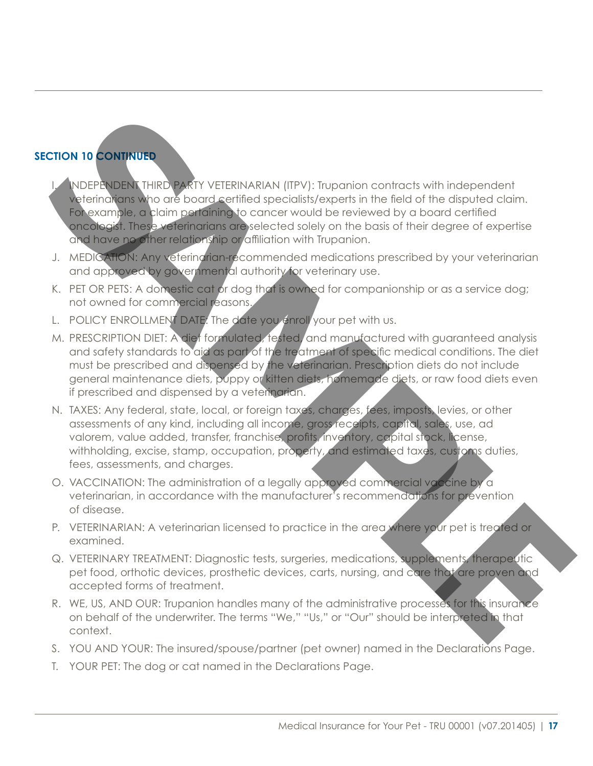**SECTION 10 CONTINUED**

I. INDEPENDENT THIRD PARTY VETERINARIAN (ITPV): Trupanion contracts with independent veterinarians who are board certified specialists/experts in the field of the disputed claim. For example, a claim pertaining to cancer would be reviewed by a board certified oncologist. These veterinarians are selected solely on the basis of their degree of expertise and have no other relationship or affiliation with Trupanion.

J. MEDICATION: Any veterinarian-recommended medications prescribed by your veterinarian and approved by governmental authority for veterinary use.

K. PET OR PETS: A domestic cat or dog that is owned for companionship or as a service dog; not owned for commercial reasons.

L. POLICY ENROLLMENT DATE: The date you enroll your pet with us.

M. PRESCRIPTION DIET: A diet formulated, tested, and manufactured with guaranteed analysis and safety standards to aid as part of the treatment of specific medical conditions. The diet must be prescribed and dispensed by the veterinarian. Prescription diets do not include general maintenance diets, puppy or kitten diets, homemade diets, or raw food diets even if prescribed and dispensed by a veterinarian.

N. TAXES: Any federal, state, local, or foreign taxes, charges, fees, imposts, levies, or other assessments of any kind, including all income, gross receipts, capital, sales, use, ad valorem, value added, transfer, franchise, profits, inventory, capital stock, license, withholding, excise, stamp, occupation, property, and estimated taxes, customs duties, fees, assessments, and charges.

O. VACCINATION: The administration of a legally approved commercial vaccine by a veterinarian, in accordance with the manufacturer's recommendations for prevention of disease.

P. VETERINARIAN: A veterinarian licensed to practice in the area where your pet is treated or examined.

Q. VETERINARY TREATMENT: Diagnostic tests, surgeries, medications, supplements, therapeutic pet food, orthotic devices, prosthetic devices, carts, nursing, and care that are proven and accepted forms of treatment.

R. WE, US, AND OUR: Trupanion handles many of the administrative processes for this insurance on behalf of the underwriter. The terms "We," "Us," or "Our" should be interpreted in that context.

S. YOU AND YOUR: The insured/spouse/partner (pet owner) named in the Declarations Page.

T. YOUR PET: The dog or cat named in the Declarations Page.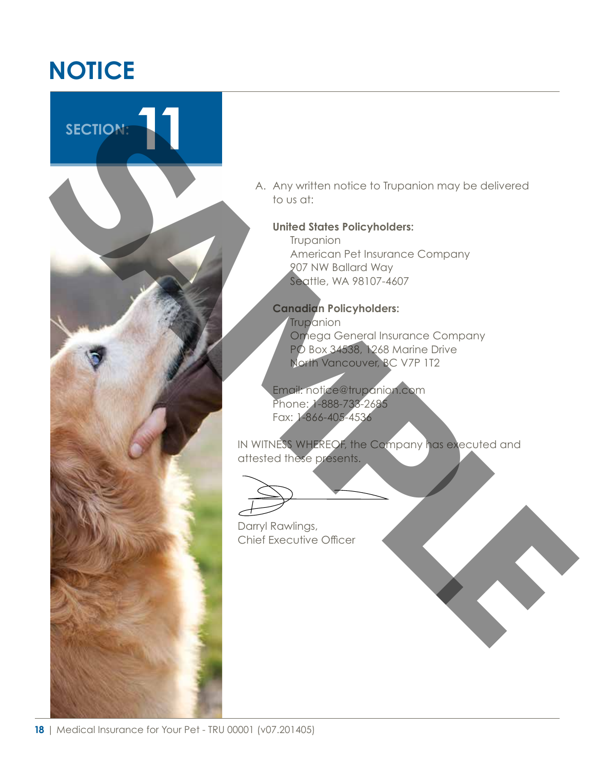# NOTICE

## SECTION: 11

A. Any written notice to Trupanion may be delivered to us at:

**United States Policyholders:**

Trupanion
American Pet Insurance Company
907 NW Ballard Way
Seattle, WA 98107-4607

**Canadian Policyholders:**

Trupanion
Omega General Insurance Company
PO Box 34538, 1268 Marine Drive
North Vancouver, BC V7P 1T2

Email: notice@trupanion.com
Phone: 1-888-733-2685
Fax: 1-866-405-4536

IN WITNESS WHEREOF, the Company has executed and attested these presents.

Darryl Rawlings,
Chief Executive Officer